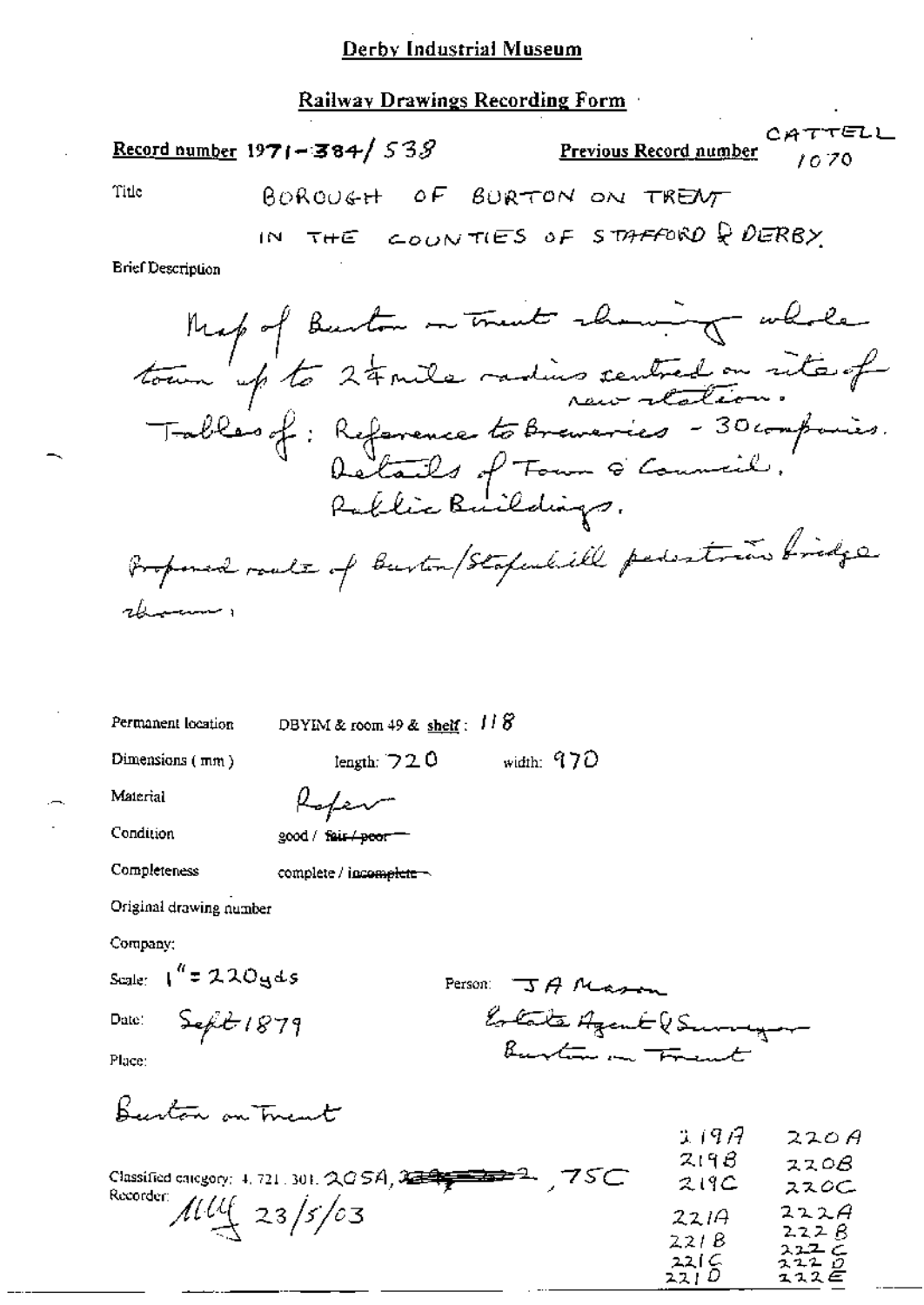# Derby Industrial Museum

## Railway Drawings Recording Form

**Record number** 1971-384/538

**Previous Record number** CATTELL 1070

Title: BOROUGH OF BURTON ON TRENT IN THE COUNTIES OF STAFFORD & DERBY

Brief Description

Map of Burton on Trent showing whole town up to 2¼ mile radius centred on site of new station.
Tables of: Reference to Breweries - 30 companies.
Details of Town & Council.
Public Buildings.

Proposed route of Burton/Stapenhill pedestrian bridge shown.

Permanent location: DBYIM & room 49 & shelf: 118

Dimensions (mm): length: 720 width: 970

Material: Paper

Condition: good / ~~fair / poor~~

Completeness: complete / ~~incomplete~~

Original drawing number

Company:

Scale: 1" = 220 yds

Person: J A Mason Estate Agent & Surveyor Burton on Trent

Date: Sept 1879

Place:

Burton on Trent

Classified category: 4.721.301.205A, ~~[illegible]~~, 75C

Recorder: MLLH 23/5/03

219A 220A
219B 220B
219C 220C
221A 222A
221B 222B
221C 222C
221D 222D
222E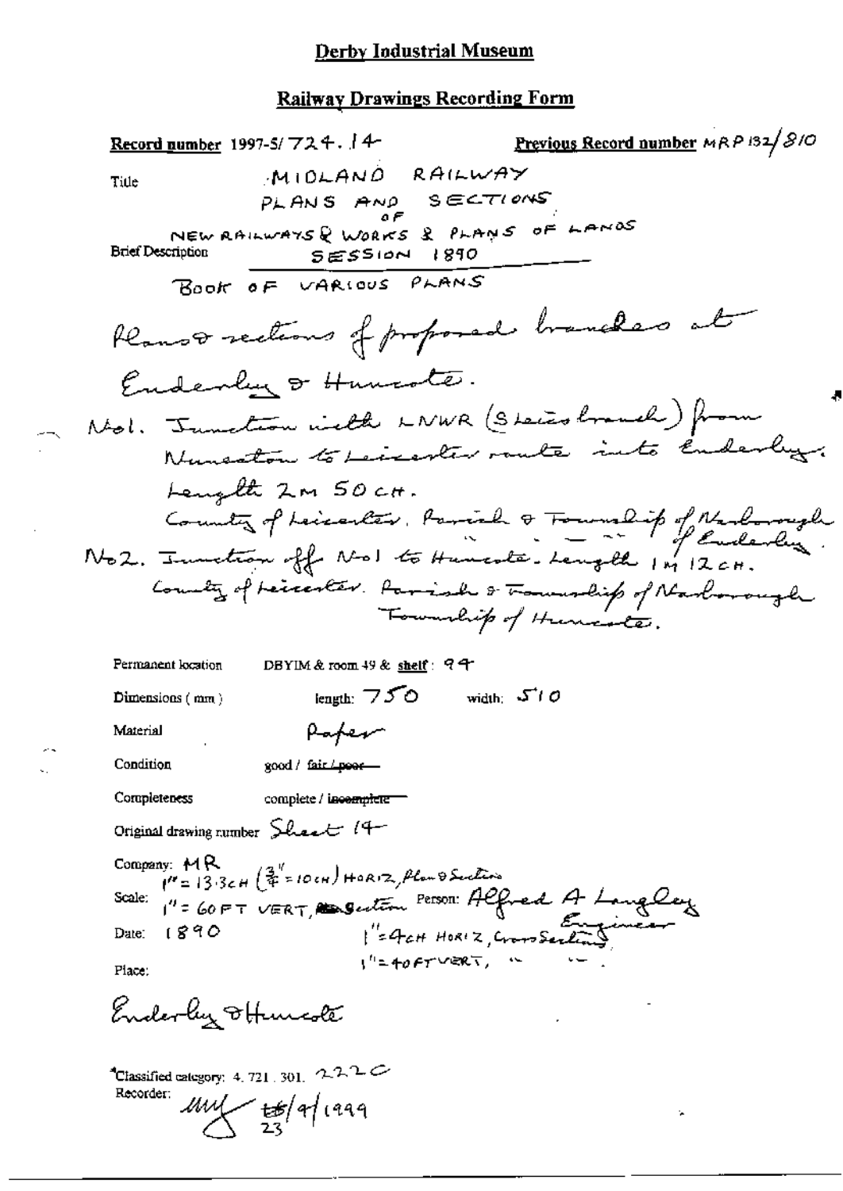## Derby Industrial Museum

### Railway Drawings Recording Form

**Record number** 1997-5/724.14 **Previous Record number** MRP 132/810

Title

MIDLAND RAILWAY
PLANS AND SECTIONS
OF
NEW RAILWAYS & WORKS & PLANS OF LANDS
SESSION 1890

Brief Description

BOOK OF VARIOUS PLANS

Plans & sections of proposed branches at Enderby & Huncote.

No1. Junction with LNWR (Stoke branch) from Nuneaton to Leicester route into Enderby.
Length 2M 50CH.
County of Leicester. Parish & Township of Narborough " " " " " of Enderby.

No2. Junction off No1 to Huncote. Length 1M 12CH.
County of Leicester. Parish & Township of Narborough
Township of Huncote.

Permanent location DBYIM & room 49 & **shelf**: 94

Dimensions (mm) length: 750 width: 510

Material Paper

Condition good / ~~fair / poor~~

Completeness complete / ~~incomplete~~

Original drawing number Sheet 14

Company: MR

Scale: 1" = 13.3CH (3/4" = 10CH) HORIZ, Plan & Section
1" = 60FT VERT, Section
1" = 4CH HORIZ, Cross Sections
1" = 40FT VERT, " "

Person: Alfred A Langley Engineer

Date: 1890

Place:

Enderby & Huncote

*Classified category: 4.721.301. 222C

Recorder: [initials] ~~25~~ 23/9/1999